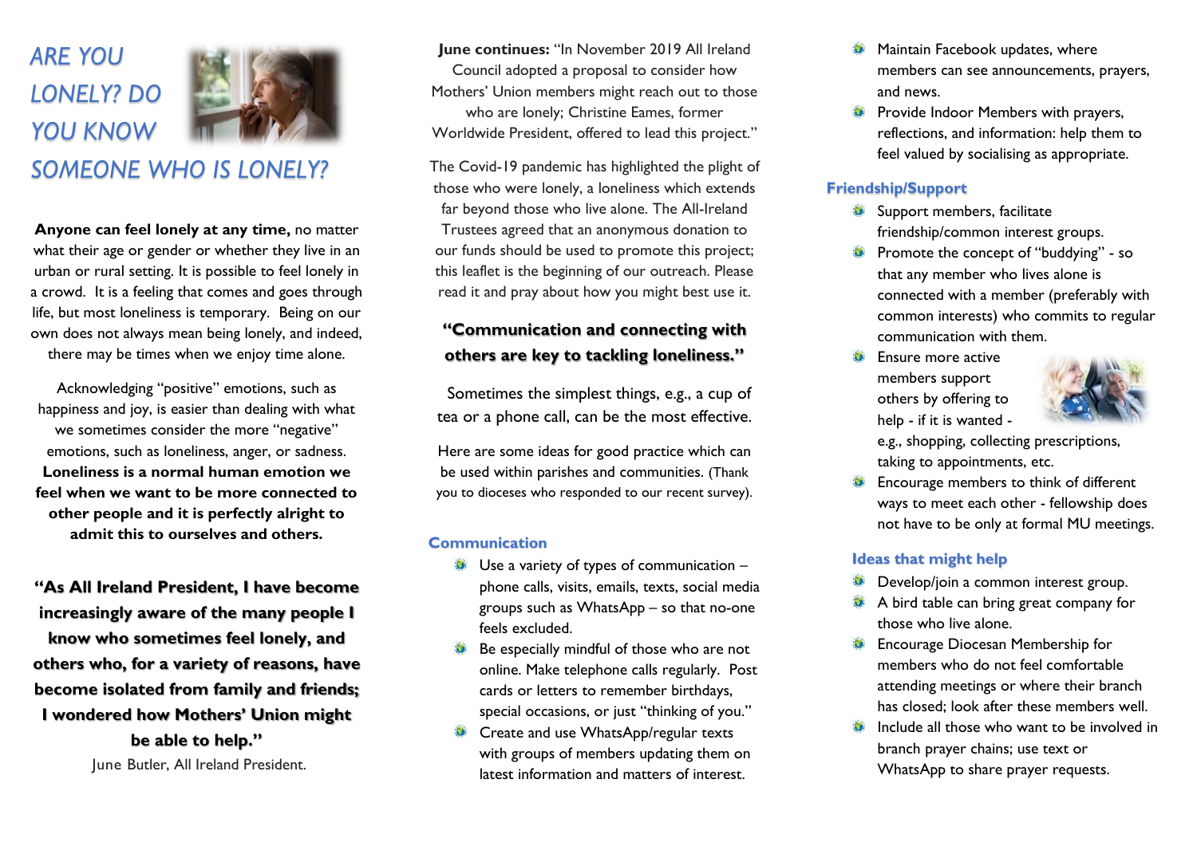# ARE YOU LONELY? DO YOU KNOW SOMEONE WHO IS LONELY?

**Anyone can feel lonely at any time,** no matter what their age or gender or whether they live in an urban or rural setting. It is possible to feel lonely in a crowd. It is a feeling that comes and goes through life, but most loneliness is temporary. Being on our own does not always mean being lonely, and indeed, there may be times when we enjoy time alone.

Acknowledging "positive" emotions, such as happiness and joy, is easier than dealing with what we sometimes consider the more "negative" emotions, such as loneliness, anger, or sadness. **Loneliness is a normal human emotion we feel when we want to be more connected to other people and it is perfectly alright to admit this to ourselves and others.**

**"As All Ireland President, I have become increasingly aware of the many people I know who sometimes feel lonely, and others who, for a variety of reasons, have become isolated from family and friends; I wondered how Mothers' Union might be able to help."**

June Butler, All Ireland President.

**June continues:** "In November 2019 All Ireland Council adopted a proposal to consider how Mothers' Union members might reach out to those who are lonely; Christine Eames, former Worldwide President, offered to lead this project."

The Covid-19 pandemic has highlighted the plight of those who were lonely, a loneliness which extends far beyond those who live alone. The All-Ireland Trustees agreed that an anonymous donation to our funds should be used to promote this project; this leaflet is the beginning of our outreach. Please read it and pray about how you might best use it.

**"Communication and connecting with others are key to tackling loneliness."**

Sometimes the simplest things, e.g., a cup of tea or a phone call, can be the most effective.

Here are some ideas for good practice which can be used within parishes and communities. (Thank you to dioceses who responded to our recent survey).

## Communication

- Use a variety of types of communication – phone calls, visits, emails, texts, social media groups such as WhatsApp – so that no-one feels excluded.
- Be especially mindful of those who are not online. Make telephone calls regularly. Post cards or letters to remember birthdays, special occasions, or just "thinking of you."
- Create and use WhatsApp/regular texts with groups of members updating them on latest information and matters of interest.
- Maintain Facebook updates, where members can see announcements, prayers, and news.
- Provide Indoor Members with prayers, reflections, and information: help them to feel valued by socialising as appropriate.

## Friendship/Support

- Support members, facilitate friendship/common interest groups.
- Promote the concept of "buddying" - so that any member who lives alone is connected with a member (preferably with common interests) who commits to regular communication with them.
- Ensure more active members support others by offering to help - if it is wanted - e.g., shopping, collecting prescriptions, taking to appointments, etc.
- Encourage members to think of different ways to meet each other - fellowship does not have to be only at formal MU meetings.

## Ideas that might help

- Develop/join a common interest group.
- A bird table can bring great company for those who live alone.
- Encourage Diocesan Membership for members who do not feel comfortable attending meetings or where their branch has closed; look after these members well.
- Include all those who want to be involved in branch prayer chains; use text or WhatsApp to share prayer requests.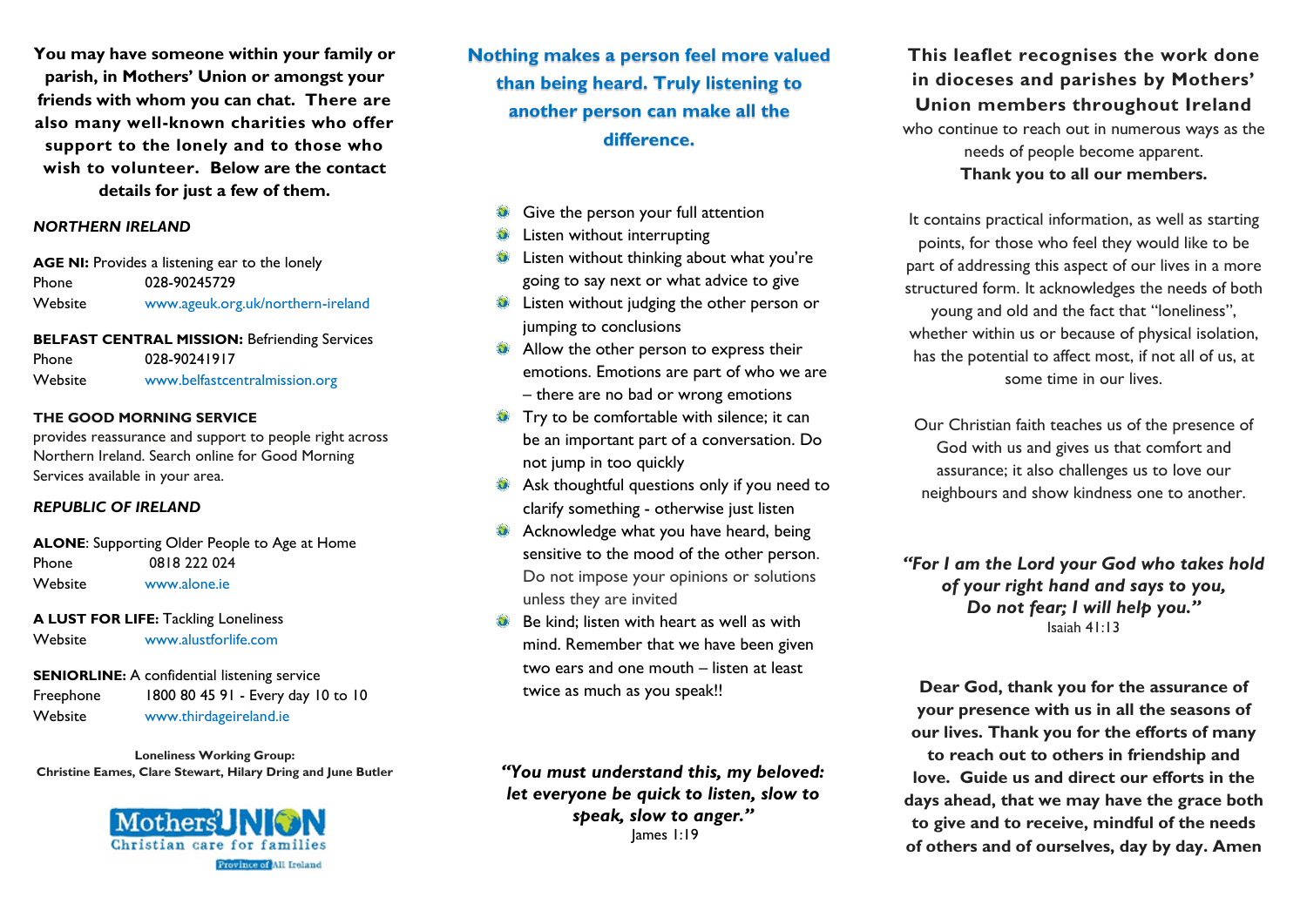**You may have someone within your family or parish, in Mothers' Union or amongst your friends with whom you can chat. There are also many well-known charities who offer support to the lonely and to those who wish to volunteer. Below are the contact details for just a few of them.**

***NORTHERN IRELAND***

**AGE NI:** Provides a listening ear to the lonely
Phone 028-90245729
Website www.ageuk.org.uk/northern-ireland

**BELFAST CENTRAL MISSION:** Befriending Services
Phone 028-90241917
Website www.belfastcentralmission.org

**THE GOOD MORNING SERVICE**
provides reassurance and support to people right across Northern Ireland. Search online for Good Morning Services available in your area.

***REPUBLIC OF IRELAND***

**ALONE**: Supporting Older People to Age at Home
Phone 0818 222 024
Website www.alone.ie

**A LUST FOR LIFE:** Tackling Loneliness
Website www.alustforlife.com

**SENIORLINE:** A confidential listening service
Freephone 1800 80 45 91 - Every day 10 to 10
Website www.thirdageireland.ie

**Loneliness Working Group:**
**Christine Eames, Clare Stewart, Hilary Dring and June Butler**

Mothers' Union
Christian care for families
Province of All Ireland

**Nothing makes a person feel more valued than being heard. Truly listening to another person can make all the difference.**

- Give the person your full attention
- Listen without interrupting
- Listen without thinking about what you're going to say next or what advice to give
- Listen without judging the other person or jumping to conclusions
- Allow the other person to express their emotions. Emotions are part of who we are – there are no bad or wrong emotions
- Try to be comfortable with silence; it can be an important part of a conversation. Do not jump in too quickly
- Ask thoughtful questions only if you need to clarify something - otherwise just listen
- Acknowledge what you have heard, being sensitive to the mood of the other person. Do not impose your opinions or solutions unless they are invited
- Be kind; listen with heart as well as with mind. Remember that we have been given two ears and one mouth – listen at least twice as much as you speak!!

***"You must understand this, my beloved: let everyone be quick to listen, slow to speak, slow to anger."***
James 1:19

**This leaflet recognises the work done in dioceses and parishes by Mothers' Union members throughout Ireland** who continue to reach out in numerous ways as the needs of people become apparent.
**Thank you to all our members.**

It contains practical information, as well as starting points, for those who feel they would like to be part of addressing this aspect of our lives in a more structured form. It acknowledges the needs of both young and old and the fact that "loneliness", whether within us or because of physical isolation, has the potential to affect most, if not all of us, at some time in our lives.

Our Christian faith teaches us of the presence of God with us and gives us that comfort and assurance; it also challenges us to love our neighbours and show kindness one to another.

***"For I am the Lord your God who takes hold of your right hand and says to you, Do not fear; I will help you."***
Isaiah 41:13

**Dear God, thank you for the assurance of your presence with us in all the seasons of our lives. Thank you for the efforts of many to reach out to others in friendship and love. Guide us and direct our efforts in the days ahead, that we may have the grace both to give and to receive, mindful of the needs of others and of ourselves, day by day. Amen**